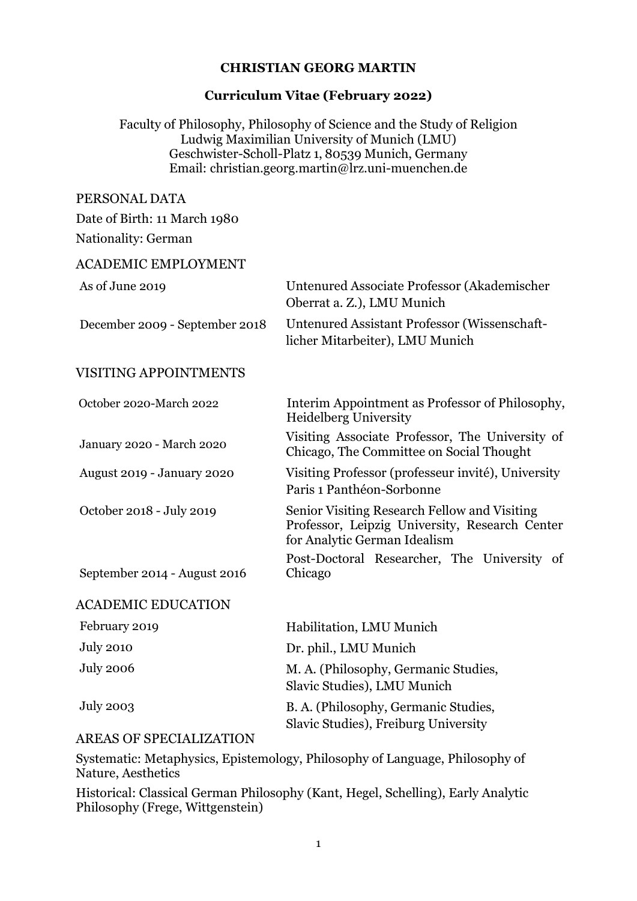# CHRISTIAN GEORG MARTIN

## Curriculum Vitae (February 2022)

Faculty of Philosophy, Philosophy of Science and the Study of Religion
Ludwig Maximilian University of Munich (LMU)
Geschwister-Scholl-Platz 1, 80539 Munich, Germany
Email: christian.georg.martin@lrz.uni-muenchen.de

## PERSONAL DATA

Date of Birth: 11 March 1980

Nationality: German

## ACADEMIC EMPLOYMENT

| | |
|---|---|
| As of June 2019 | Untenured Associate Professor (Akademischer Oberrat a. Z.), LMU Munich |
| December 2009 - September 2018 | Untenured Assistant Professor (Wissenschaftlicher Mitarbeiter), LMU Munich |

## VISITING APPOINTMENTS

| | |
|---|---|
| October 2020-March 2022 | Interim Appointment as Professor of Philosophy, Heidelberg University |
| January 2020 - March 2020 | Visiting Associate Professor, The University of Chicago, The Committee on Social Thought |
| August 2019 - January 2020 | Visiting Professor (professeur invité), University Paris 1 Panthéon-Sorbonne |
| October 2018 - July 2019 | Senior Visiting Research Fellow and Visiting Professor, Leipzig University, Research Center for Analytic German Idealism |
| September 2014 - August 2016 | Post-Doctoral Researcher, The University of Chicago |

## ACADEMIC EDUCATION

| | |
|---|---|
| February 2019 | Habilitation, LMU Munich |
| July 2010 | Dr. phil., LMU Munich |
| July 2006 | M. A. (Philosophy, Germanic Studies, Slavic Studies), LMU Munich |
| July 2003 | B. A. (Philosophy, Germanic Studies, Slavic Studies), Freiburg University |

## AREAS OF SPECIALIZATION

Systematic: Metaphysics, Epistemology, Philosophy of Language, Philosophy of Nature, Aesthetics

Historical: Classical German Philosophy (Kant, Hegel, Schelling), Early Analytic Philosophy (Frege, Wittgenstein)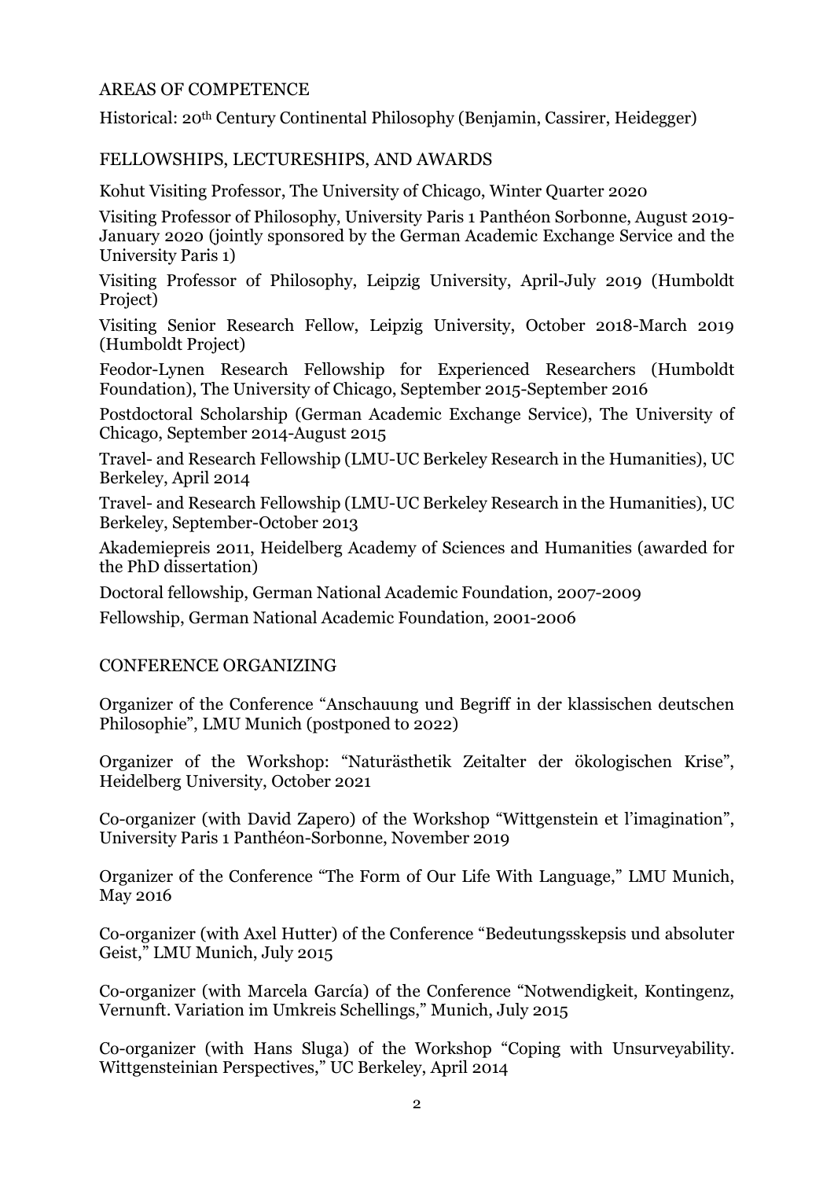## AREAS OF COMPETENCE

Historical: 20th Century Continental Philosophy (Benjamin, Cassirer, Heidegger)

## FELLOWSHIPS, LECTURESHIPS, AND AWARDS

Kohut Visiting Professor, The University of Chicago, Winter Quarter 2020

Visiting Professor of Philosophy, University Paris 1 Panthéon Sorbonne, August 2019-January 2020 (jointly sponsored by the German Academic Exchange Service and the University Paris 1)

Visiting Professor of Philosophy, Leipzig University, April-July 2019 (Humboldt Project)

Visiting Senior Research Fellow, Leipzig University, October 2018-March 2019 (Humboldt Project)

Feodor-Lynen Research Fellowship for Experienced Researchers (Humboldt Foundation), The University of Chicago, September 2015-September 2016

Postdoctoral Scholarship (German Academic Exchange Service), The University of Chicago, September 2014-August 2015

Travel- and Research Fellowship (LMU-UC Berkeley Research in the Humanities), UC Berkeley, April 2014

Travel- and Research Fellowship (LMU-UC Berkeley Research in the Humanities), UC Berkeley, September-October 2013

Akademiepreis 2011, Heidelberg Academy of Sciences and Humanities (awarded for the PhD dissertation)

Doctoral fellowship, German National Academic Foundation, 2007-2009

Fellowship, German National Academic Foundation, 2001-2006

## CONFERENCE ORGANIZING

Organizer of the Conference "Anschauung und Begriff in der klassischen deutschen Philosophie", LMU Munich (postponed to 2022)

Organizer of the Workshop: "Naturästhetik Zeitalter der ökologischen Krise", Heidelberg University, October 2021

Co-organizer (with David Zapero) of the Workshop "Wittgenstein et l'imagination", University Paris 1 Panthéon-Sorbonne, November 2019

Organizer of the Conference "The Form of Our Life With Language," LMU Munich, May 2016

Co-organizer (with Axel Hutter) of the Conference "Bedeutungsskepsis und absoluter Geist," LMU Munich, July 2015

Co-organizer (with Marcela García) of the Conference "Notwendigkeit, Kontingenz, Vernunft. Variation im Umkreis Schellings," Munich, July 2015

Co-organizer (with Hans Sluga) of the Workshop "Coping with Unsurveyability. Wittgensteinian Perspectives," UC Berkeley, April 2014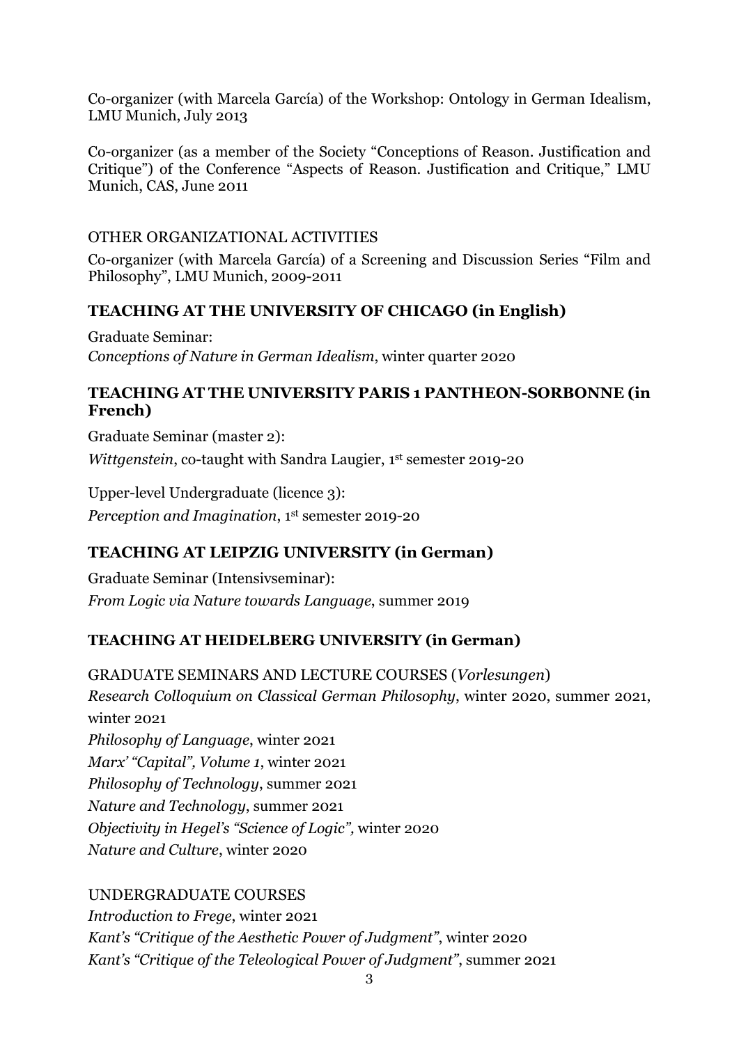Co-organizer (with Marcela García) of the Workshop: Ontology in German Idealism, LMU Munich, July 2013

Co-organizer (as a member of the Society "Conceptions of Reason. Justification and Critique") of the Conference "Aspects of Reason. Justification and Critique," LMU Munich, CAS, June 2011

OTHER ORGANIZATIONAL ACTIVITIES

Co-organizer (with Marcela García) of a Screening and Discussion Series "Film and Philosophy", LMU Munich, 2009-2011

## TEACHING AT THE UNIVERSITY OF CHICAGO (in English)

Graduate Seminar:
*Conceptions of Nature in German Idealism*, winter quarter 2020

## TEACHING AT THE UNIVERSITY PARIS 1 PANTHEON-SORBONNE (in French)

Graduate Seminar (master 2):
*Wittgenstein*, co-taught with Sandra Laugier, 1st semester 2019-20

Upper-level Undergraduate (licence 3):
*Perception and Imagination*, 1st semester 2019-20

## TEACHING AT LEIPZIG UNIVERSITY (in German)

Graduate Seminar (Intensivseminar):
*From Logic via Nature towards Language*, summer 2019

## TEACHING AT HEIDELBERG UNIVERSITY (in German)

GRADUATE SEMINARS AND LECTURE COURSES (*Vorlesungen*)

*Research Colloquium on Classical German Philosophy*, winter 2020, summer 2021, winter 2021
*Philosophy of Language*, winter 2021
*Marx' "Capital", Volume 1*, winter 2021
*Philosophy of Technology*, summer 2021
*Nature and Technology*, summer 2021
*Objectivity in Hegel's "Science of Logic",* winter 2020
*Nature and Culture*, winter 2020

UNDERGRADUATE COURSES

*Introduction to Frege*, winter 2021
*Kant's "Critique of the Aesthetic Power of Judgment"*, winter 2020
*Kant's "Critique of the Teleological Power of Judgment"*, summer 2021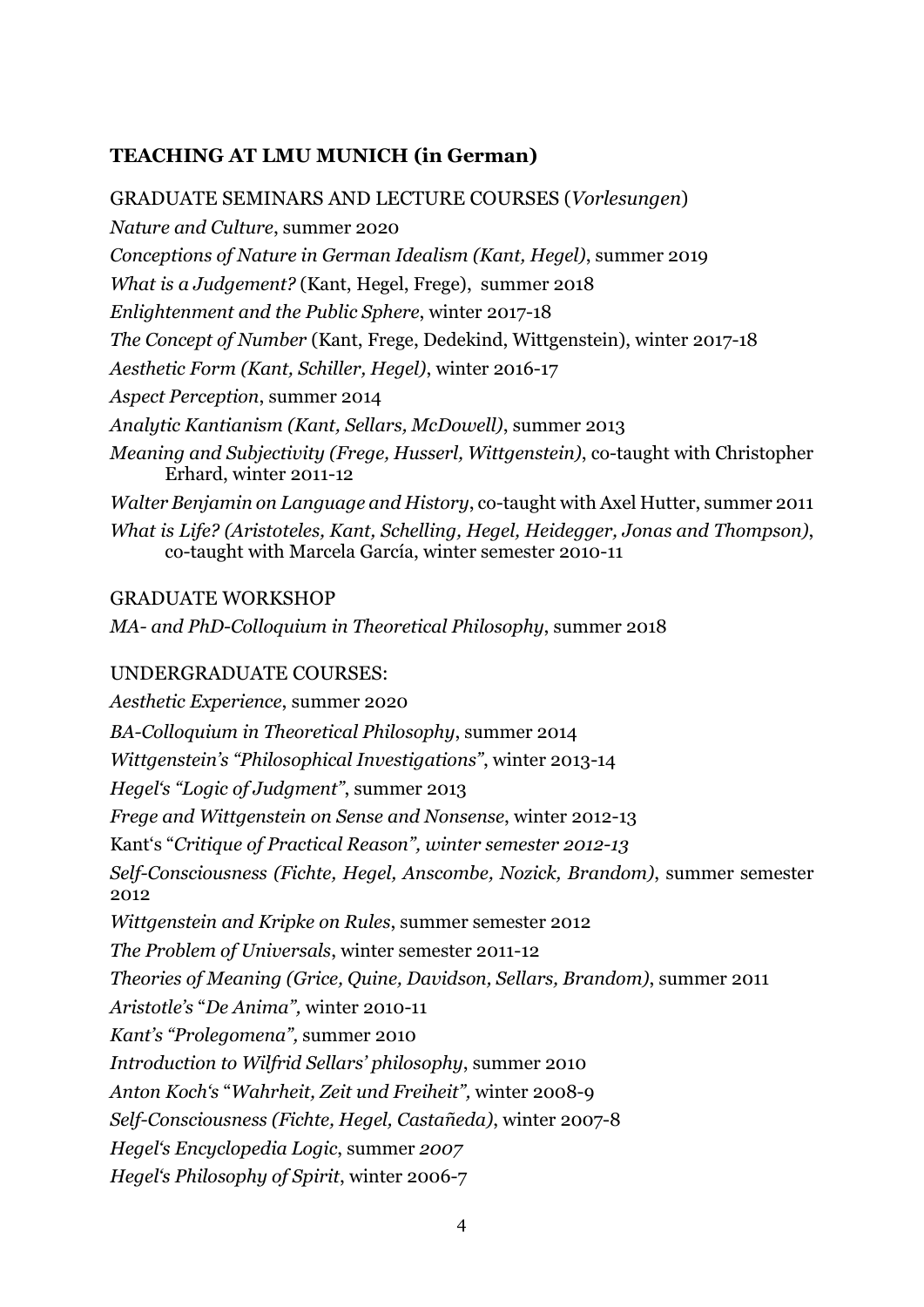## TEACHING AT LMU MUNICH (in German)

GRADUATE SEMINARS AND LECTURE COURSES (*Vorlesungen*)

*Nature and Culture*, summer 2020

*Conceptions of Nature in German Idealism (Kant, Hegel)*, summer 2019

*What is a Judgement?* (Kant, Hegel, Frege), summer 2018

*Enlightenment and the Public Sphere*, winter 2017-18

*The Concept of Number* (Kant, Frege, Dedekind, Wittgenstein), winter 2017-18

*Aesthetic Form (Kant, Schiller, Hegel)*, winter 2016-17

*Aspect Perception*, summer 2014

*Analytic Kantianism (Kant, Sellars, McDowell)*, summer 2013

*Meaning and Subjectivity (Frege, Husserl, Wittgenstein)*, co-taught with Christopher Erhard, winter 2011-12

*Walter Benjamin on Language and History*, co-taught with Axel Hutter, summer 2011

*What is Life? (Aristoteles, Kant, Schelling, Hegel, Heidegger, Jonas and Thompson)*, co-taught with Marcela García, winter semester 2010-11

GRADUATE WORKSHOP

*MA- and PhD-Colloquium in Theoretical Philosophy*, summer 2018

UNDERGRADUATE COURSES:

*Aesthetic Experience*, summer 2020

*BA-Colloquium in Theoretical Philosophy*, summer 2014

*Wittgenstein's "Philosophical Investigations"*, winter 2013-14

*Hegel's "Logic of Judgment"*, summer 2013

*Frege and Wittgenstein on Sense and Nonsense*, winter 2012-13

Kant's "*Critique of Practical Reason", winter semester 2012-13*

*Self-Consciousness (Fichte, Hegel, Anscombe, Nozick, Brandom)*, summer semester 2012

*Wittgenstein and Kripke on Rules*, summer semester 2012

*The Problem of Universals*, winter semester 2011-12

*Theories of Meaning (Grice, Quine, Davidson, Sellars, Brandom)*, summer 2011

*Aristotle's "De Anima",* winter 2010-11

*Kant's "Prolegomena",* summer 2010

*Introduction to Wilfrid Sellars' philosophy*, summer 2010

*Anton Koch's "Wahrheit, Zeit und Freiheit",* winter 2008-9

*Self-Consciousness (Fichte, Hegel, Castañeda)*, winter 2007-8

*Hegel's Encyclopedia Logic*, summer *2007*

*Hegel's Philosophy of Spirit*, winter 2006-7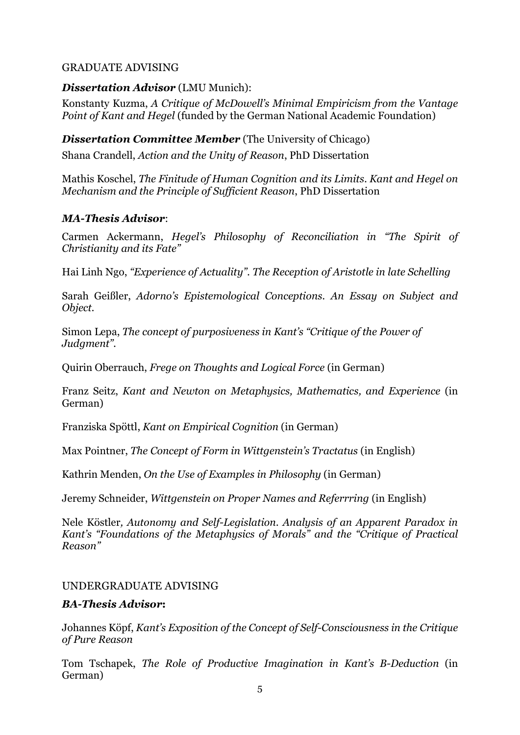## GRADUATE ADVISING

***Dissertation Advisor*** (LMU Munich):

Konstanty Kuzma, *A Critique of McDowell's Minimal Empiricism from the Vantage Point of Kant and Hegel* (funded by the German National Academic Foundation)

***Dissertation Committee Member*** (The University of Chicago)

Shana Crandell, *Action and the Unity of Reason*, PhD Dissertation

Mathis Koschel, *The Finitude of Human Cognition and its Limits. Kant and Hegel on Mechanism and the Principle of Sufficient Reason*, PhD Dissertation

***MA-Thesis Advisor***:

Carmen Ackermann, *Hegel's Philosophy of Reconciliation in "The Spirit of Christianity and its Fate"*

Hai Linh Ngo, *"Experience of Actuality". The Reception of Aristotle in late Schelling*

Sarah Geißler, *Adorno's Epistemological Conceptions. An Essay on Subject and Object.*

Simon Lepa, *The concept of purposiveness in Kant's "Critique of the Power of Judgment".*

Quirin Oberrauch, *Frege on Thoughts and Logical Force* (in German)

Franz Seitz, *Kant and Newton on Metaphysics, Mathematics, and Experience* (in German)

Franziska Spöttl, *Kant on Empirical Cognition* (in German)

Max Pointner, *The Concept of Form in Wittgenstein's Tractatus* (in English)

Kathrin Menden, *On the Use of Examples in Philosophy* (in German)

Jeremy Schneider, *Wittgenstein on Proper Names and Referrring* (in English)

Nele Köstler, *Autonomy and Self-Legislation. Analysis of an Apparent Paradox in Kant's "Foundations of the Metaphysics of Morals" and the "Critique of Practical Reason"*

## UNDERGRADUATE ADVISING

***BA-Thesis Advisor*:**

Johannes Köpf, *Kant's Exposition of the Concept of Self-Consciousness in the Critique of Pure Reason*

Tom Tschapek, *The Role of Productive Imagination in Kant's B-Deduction* (in German)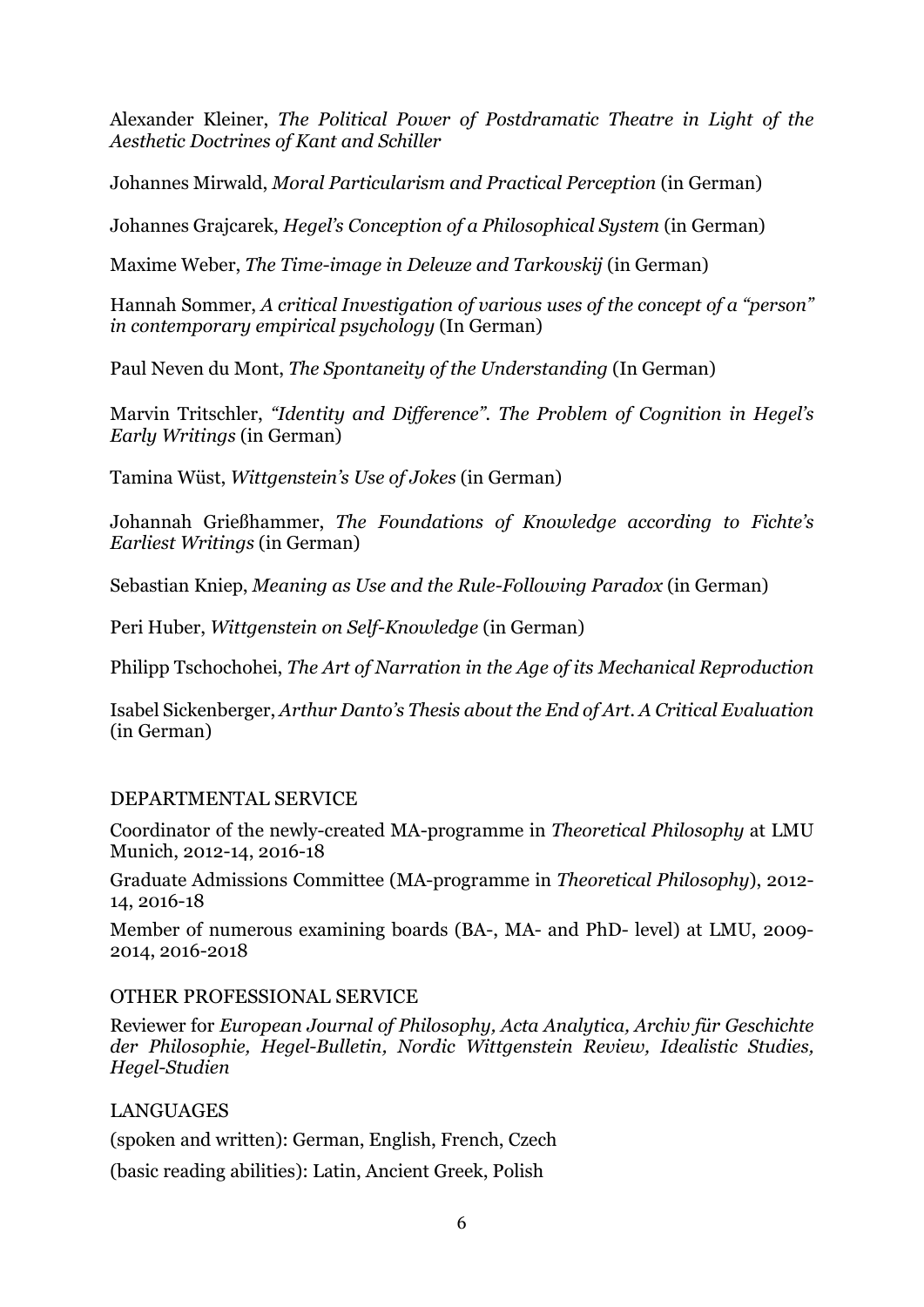Alexander Kleiner, *The Political Power of Postdramatic Theatre in Light of the Aesthetic Doctrines of Kant and Schiller*

Johannes Mirwald, *Moral Particularism and Practical Perception* (in German)

Johannes Grajcarek, *Hegel's Conception of a Philosophical System* (in German)

Maxime Weber, *The Time-image in Deleuze and Tarkovskij* (in German)

Hannah Sommer, *A critical Investigation of various uses of the concept of a "person" in contemporary empirical psychology* (In German)

Paul Neven du Mont, *The Spontaneity of the Understanding* (In German)

Marvin Tritschler, *"Identity and Difference". The Problem of Cognition in Hegel's Early Writings* (in German)

Tamina Wüst, *Wittgenstein's Use of Jokes* (in German)

Johannah Grießhammer, *The Foundations of Knowledge according to Fichte's Earliest Writings* (in German)

Sebastian Kniep, *Meaning as Use and the Rule-Following Paradox* (in German)

Peri Huber, *Wittgenstein on Self-Knowledge* (in German)

Philipp Tschochohei, *The Art of Narration in the Age of its Mechanical Reproduction*

Isabel Sickenberger, *Arthur Danto's Thesis about the End of Art. A Critical Evaluation* (in German)

## DEPARTMENTAL SERVICE

Coordinator of the newly-created MA-programme in *Theoretical Philosophy* at LMU Munich, 2012-14, 2016-18

Graduate Admissions Committee (MA-programme in *Theoretical Philosophy*), 2012-14, 2016-18

Member of numerous examining boards (BA-, MA- and PhD- level) at LMU, 2009-2014, 2016-2018

## OTHER PROFESSIONAL SERVICE

Reviewer for *European Journal of Philosophy, Acta Analytica, Archiv für Geschichte der Philosophie, Hegel-Bulletin, Nordic Wittgenstein Review, Idealistic Studies, Hegel-Studien*

## LANGUAGES

(spoken and written): German, English, French, Czech

(basic reading abilities): Latin, Ancient Greek, Polish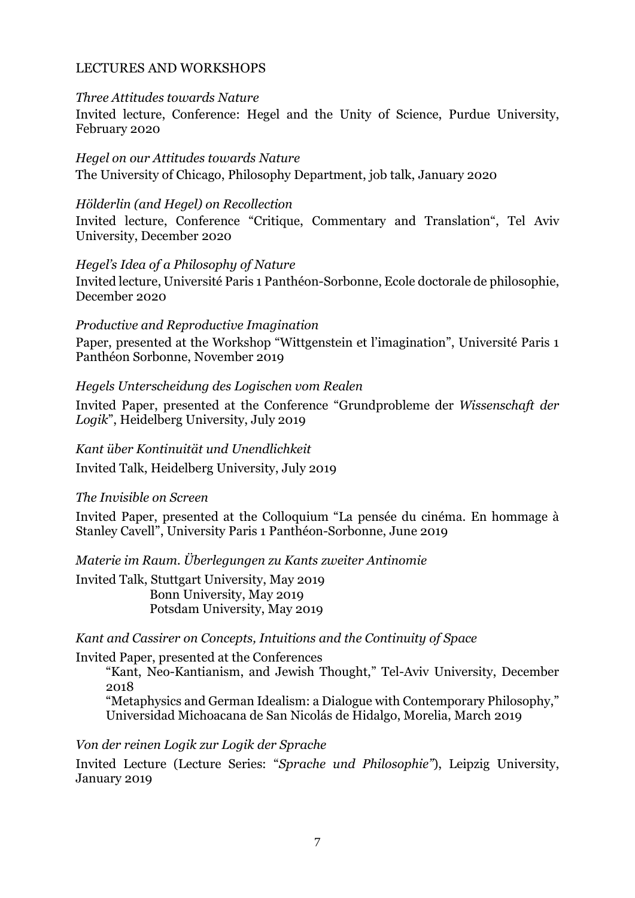## LECTURES AND WORKSHOPS

*Three Attitudes towards Nature*
Invited lecture, Conference: Hegel and the Unity of Science, Purdue University, February 2020

*Hegel on our Attitudes towards Nature*
The University of Chicago, Philosophy Department, job talk, January 2020

*Hölderlin (and Hegel) on Recollection*
Invited lecture, Conference "Critique, Commentary and Translation", Tel Aviv University, December 2020

*Hegel's Idea of a Philosophy of Nature*
Invited lecture, Université Paris 1 Panthéon-Sorbonne, Ecole doctorale de philosophie, December 2020

*Productive and Reproductive Imagination*
Paper, presented at the Workshop "Wittgenstein et l'imagination", Université Paris 1 Panthéon Sorbonne, November 2019

*Hegels Unterscheidung des Logischen vom Realen*
Invited Paper, presented at the Conference "Grundprobleme der *Wissenschaft der Logik*", Heidelberg University, July 2019

*Kant über Kontinuität und Unendlichkeit*
Invited Talk, Heidelberg University, July 2019

*The Invisible on Screen*
Invited Paper, presented at the Colloquium "La pensée du cinéma. En hommage à Stanley Cavell", University Paris 1 Panthéon-Sorbonne, June 2019

*Materie im Raum. Überlegungen zu Kants zweiter Antinomie*
Invited Talk, Stuttgart University, May 2019
Bonn University, May 2019
Potsdam University, May 2019

*Kant and Cassirer on Concepts, Intuitions and the Continuity of Space*
Invited Paper, presented at the Conferences
"Kant, Neo-Kantianism, and Jewish Thought," Tel-Aviv University, December 2018
"Metaphysics and German Idealism: a Dialogue with Contemporary Philosophy," Universidad Michoacana de San Nicolás de Hidalgo, Morelia, March 2019

*Von der reinen Logik zur Logik der Sprache*
Invited Lecture (Lecture Series: "*Sprache und Philosophie*"), Leipzig University, January 2019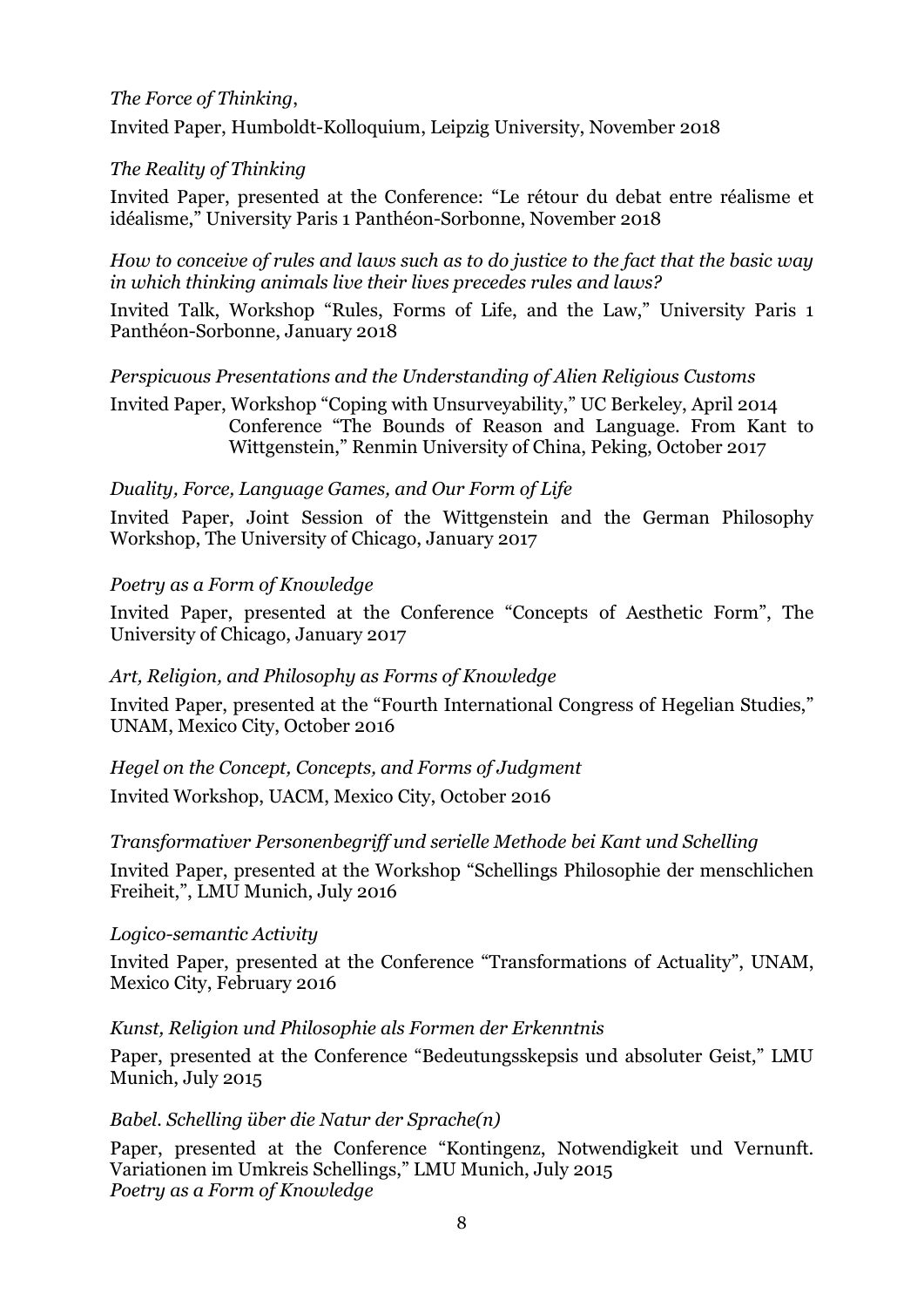*The Force of Thinking*,

Invited Paper, Humboldt-Kolloquium, Leipzig University, November 2018

*The Reality of Thinking*

Invited Paper, presented at the Conference: "Le rétour du debat entre réalisme et idéalisme," University Paris 1 Panthéon-Sorbonne, November 2018

*How to conceive of rules and laws such as to do justice to the fact that the basic way in which thinking animals live their lives precedes rules and laws?*

Invited Talk, Workshop "Rules, Forms of Life, and the Law," University Paris 1 Panthéon-Sorbonne, January 2018

*Perspicuous Presentations and the Understanding of Alien Religious Customs*

Invited Paper, Workshop "Coping with Unsurveyability," UC Berkeley, April 2014
Conference "The Bounds of Reason and Language. From Kant to Wittgenstein," Renmin University of China, Peking, October 2017

*Duality, Force, Language Games, and Our Form of Life*

Invited Paper, Joint Session of the Wittgenstein and the German Philosophy Workshop, The University of Chicago, January 2017

*Poetry as a Form of Knowledge*

Invited Paper, presented at the Conference "Concepts of Aesthetic Form", The University of Chicago, January 2017

*Art, Religion, and Philosophy as Forms of Knowledge*

Invited Paper, presented at the "Fourth International Congress of Hegelian Studies," UNAM, Mexico City, October 2016

*Hegel on the Concept, Concepts, and Forms of Judgment*

Invited Workshop, UACM, Mexico City, October 2016

*Transformativer Personenbegriff und serielle Methode bei Kant und Schelling*

Invited Paper, presented at the Workshop "Schellings Philosophie der menschlichen Freiheit,", LMU Munich, July 2016

*Logico-semantic Activity*

Invited Paper, presented at the Conference "Transformations of Actuality", UNAM, Mexico City, February 2016

*Kunst, Religion und Philosophie als Formen der Erkenntnis*

Paper, presented at the Conference "Bedeutungsskepsis und absoluter Geist," LMU Munich, July 2015

*Babel. Schelling über die Natur der Sprache(n)*

Paper, presented at the Conference "Kontingenz, Notwendigkeit und Vernunft. Variationen im Umkreis Schellings," LMU Munich, July 2015

*Poetry as a Form of Knowledge*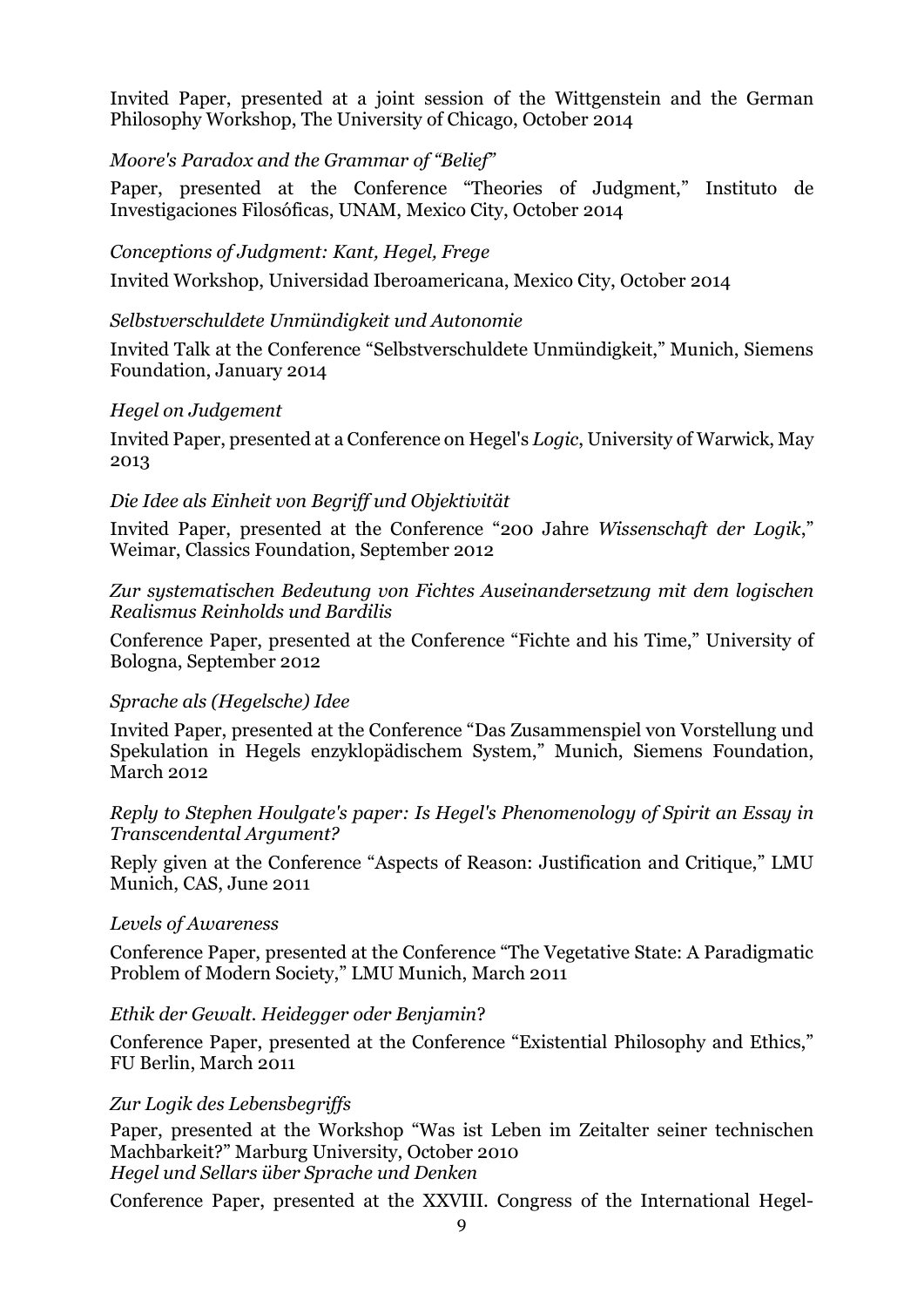Invited Paper, presented at a joint session of the Wittgenstein and the German Philosophy Workshop, The University of Chicago, October 2014

*Moore's Paradox and the Grammar of "Belief"*

Paper, presented at the Conference "Theories of Judgment," Instituto de Investigaciones Filosóficas, UNAM, Mexico City, October 2014

*Conceptions of Judgment: Kant, Hegel, Frege*

Invited Workshop, Universidad Iberoamericana, Mexico City, October 2014

*Selbstverschuldete Unmündigkeit und Autonomie*

Invited Talk at the Conference "Selbstverschuldete Unmündigkeit," Munich, Siemens Foundation, January 2014

*Hegel on Judgement*

Invited Paper, presented at a Conference on Hegel's *Logic*, University of Warwick, May 2013

*Die Idee als Einheit von Begriff und Objektivität*

Invited Paper, presented at the Conference "200 Jahre *Wissenschaft der Logik*," Weimar, Classics Foundation, September 2012

*Zur systematischen Bedeutung von Fichtes Auseinandersetzung mit dem logischen Realismus Reinholds und Bardilis*

Conference Paper, presented at the Conference "Fichte and his Time," University of Bologna, September 2012

*Sprache als (Hegelsche) Idee*

Invited Paper, presented at the Conference "Das Zusammenspiel von Vorstellung und Spekulation in Hegels enzyklopädischem System," Munich, Siemens Foundation, March 2012

*Reply to Stephen Houlgate's paper: Is Hegel's Phenomenology of Spirit an Essay in Transcendental Argument?*

Reply given at the Conference "Aspects of Reason: Justification and Critique," LMU Munich, CAS, June 2011

*Levels of Awareness*

Conference Paper, presented at the Conference "The Vegetative State: A Paradigmatic Problem of Modern Society," LMU Munich, March 2011

*Ethik der Gewalt. Heidegger oder Benjamin*?

Conference Paper, presented at the Conference "Existential Philosophy and Ethics," FU Berlin, March 2011

*Zur Logik des Lebensbegriffs*

Paper, presented at the Workshop "Was ist Leben im Zeitalter seiner technischen Machbarkeit?" Marburg University, October 2010

*Hegel und Sellars über Sprache und Denken*

Conference Paper, presented at the XXVIII. Congress of the International Hegel-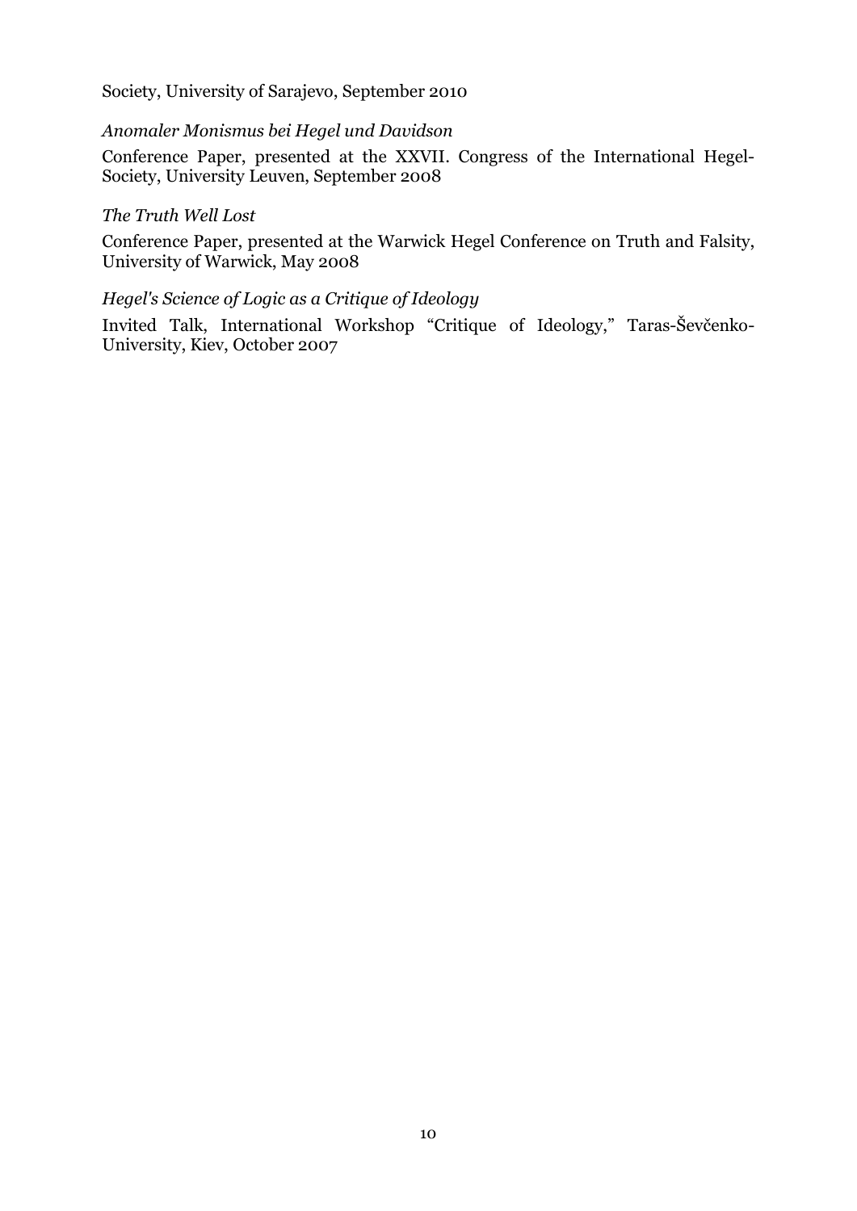Society, University of Sarajevo, September 2010

*Anomaler Monismus bei Hegel und Davidson*

Conference Paper, presented at the XXVII. Congress of the International Hegel-Society, University Leuven, September 2008

*The Truth Well Lost*

Conference Paper, presented at the Warwick Hegel Conference on Truth and Falsity, University of Warwick, May 2008

*Hegel's Science of Logic as a Critique of Ideology*

Invited Talk, International Workshop "Critique of Ideology," Taras-Ševčenko-University, Kiev, October 2007